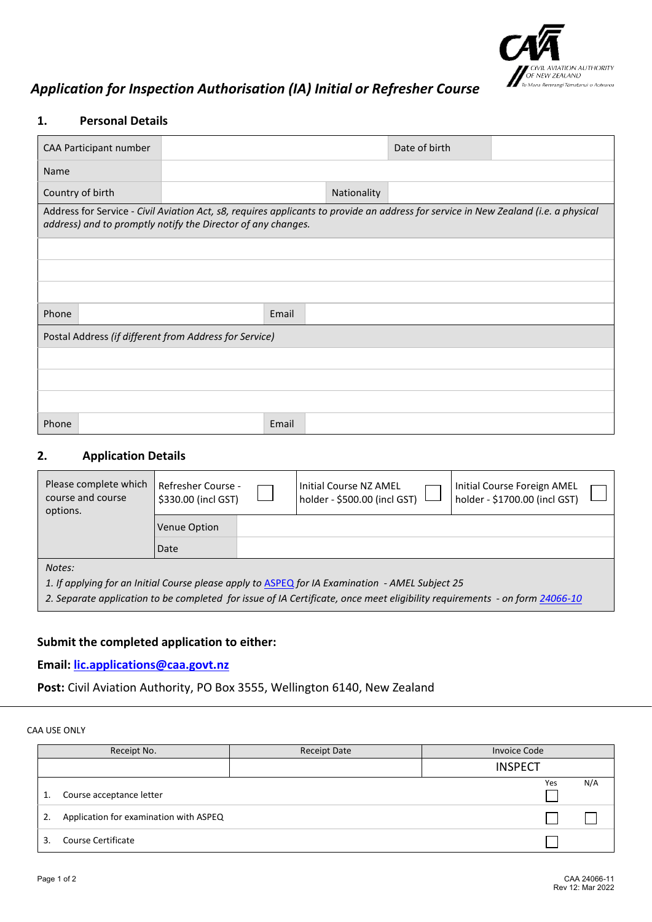# *Application for Inspection Authorisation (IA) Initial or Refresher Course*

## 1. Personal Details

| CAA Participant number | | Date of birth | |
|---|---|---|---|
| Name | | | |
| Country of birth | | Nationality | |

Address for Service - *Civil Aviation Act, s8, requires applicants to provide an address for service in New Zealand (i.e. a physical address) and to promptly notify the Director of any changes.*

| | | | |
|---|---|---|---|
| | | | |
| | | | |
| | | | |
| Phone | | Email | |

Postal Address *(if different from Address for Service)*

| | | | |
|---|---|---|---|
| | | | |
| | | | |
| | | | |
| Phone | | Email | |

## 2. Application Details

| Please complete which course and course options. | Refresher Course - $330.00 (incl GST) ☐ | Initial Course NZ AMEL holder - $500.00 (incl GST) ☐ | Initial Course Foreign AMEL holder - $1700.00 (incl GST) ☐ |
|---|---|---|---|
| | Venue Option | | |
| | Date | | |

*Notes:*

*1. If applying for an Initial Course please apply to* ASPEQ *for IA Examination - AMEL Subject 25*

*2. Separate application to be completed for issue of IA Certificate, once meet eligibility requirements - on form 24066-10*

**Submit the completed application to either:**

**Email: lic.applications@caa.govt.nz**

**Post:** Civil Aviation Authority, PO Box 3555, Wellington 6140, New Zealand

CAA USE ONLY

| Receipt No. | Receipt Date | Invoice Code |
|---|---|---|
| | | INSPECT |

| | | Yes | N/A |
|---|---|---|---|
| 1. | Course acceptance letter | ☐ | |
| 2. | Application for examination with ASPEQ | ☐ | ☐ |
| 3. | Course Certificate | ☐ | |

CAA 24066-11
Rev 12: Mar 2022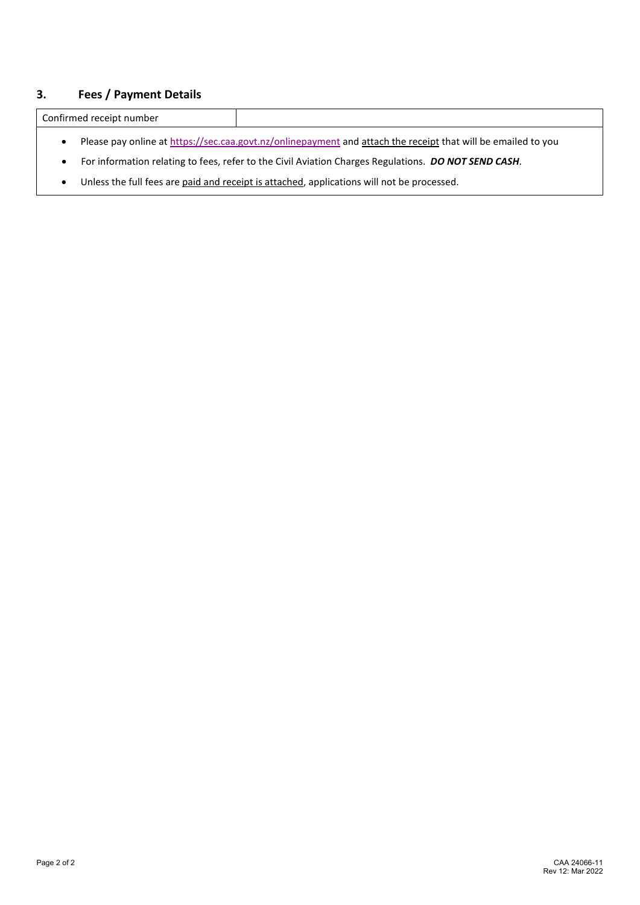## 3. Fees / Payment Details

| | |
|---|---|
| Confirmed receipt number | |

- Please pay online at https://sec.caa.govt.nz/onlinepayment and attach the receipt that will be emailed to you
- For information relating to fees, refer to the Civil Aviation Charges Regulations. ***DO NOT SEND CASH***.
- Unless the full fees are paid and receipt is attached, applications will not be processed.

CAA 24066-11
Rev 12: Mar 2022